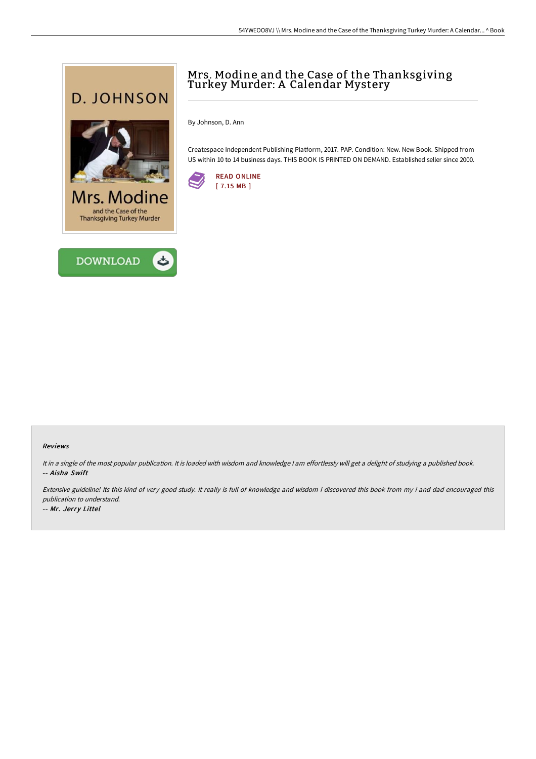# Mrs. Modine and the Case of the Thanksgiving Turkey Murder: A Calendar Mystery

By Johnson, D. Ann

Createspace Independent Publishing Platform, 2017. PAP. Condition: New. New Book. Shipped from US within 10 to 14 business days. THIS BOOK IS PRINTED ON DEMAND. Established seller since 2000.

READ ONLINE
[ 7.15 MB ]

DOWNLOAD

### Reviews

*It in a single of the most popular publication. It is loaded with wisdom and knowledge I am effortlessly will get a delight of studying a published book.*
*-- Aisha Swift*

*Extensive guideline! Its this kind of very good study. It really is full of knowledge and wisdom I discovered this book from my i and dad encouraged this publication to understand.*
*-- Mr. Jerry Littel*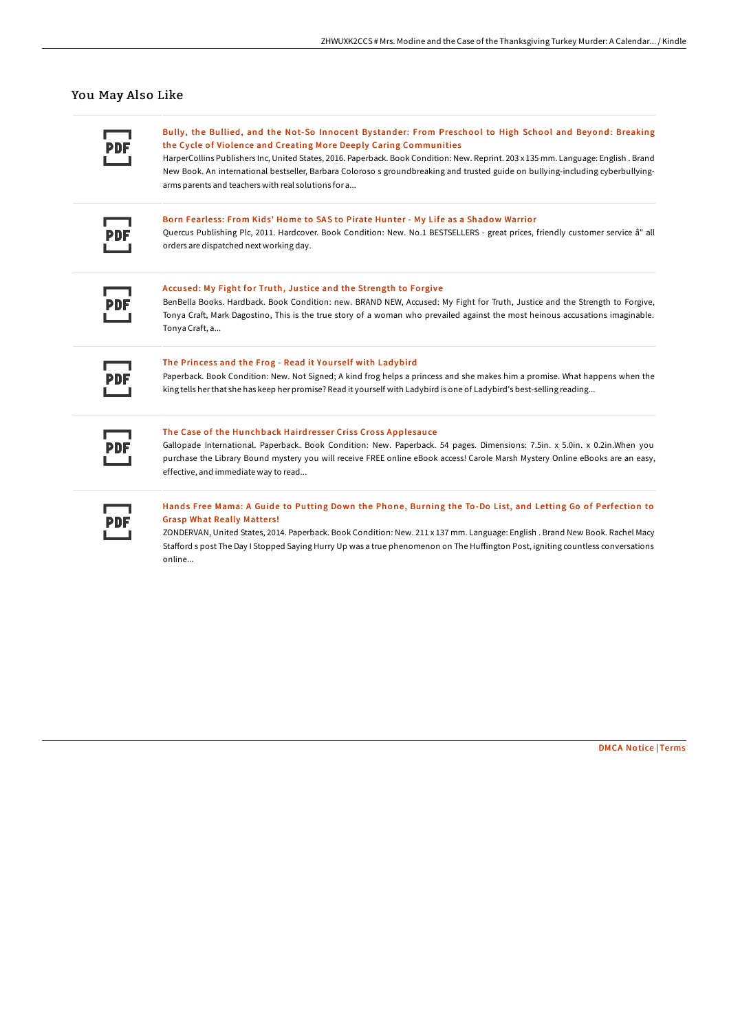## You May Also Like

**Bully, the Bullied, and the Not-So Innocent Bystander: From Preschool to High School and Beyond: Breaking the Cycle of Violence and Creating More Deeply Caring Communities**

HarperCollins Publishers Inc, United States, 2016. Paperback. Book Condition: New. Reprint. 203 x 135 mm. Language: English . Brand New Book. An international bestseller, Barbara Coloroso s groundbreaking and trusted guide on bullying-including cyberbullying-arms parents and teachers with real solutions for a...

**Born Fearless: From Kids' Home to SAS to Pirate Hunter - My Life as a Shadow Warrior**

Quercus Publishing Plc, 2011. Hardcover. Book Condition: New. No.1 BESTSELLERS - great prices, friendly customer service â" all orders are dispatched next working day.

**Accused: My Fight for Truth, Justice and the Strength to Forgive**

BenBella Books. Hardback. Book Condition: new. BRAND NEW, Accused: My Fight for Truth, Justice and the Strength to Forgive, Tonya Craft, Mark Dagostino, This is the true story of a woman who prevailed against the most heinous accusations imaginable. Tonya Craft, a...

**The Princess and the Frog - Read it Yourself with Ladybird**

Paperback. Book Condition: New. Not Signed; A kind frog helps a princess and she makes him a promise. What happens when the king tells her that she has keep her promise? Read it yourself with Ladybird is one of Ladybird's best-selling reading...

**The Case of the Hunchback Hairdresser Criss Cross Applesauce**

Gallopade International. Paperback. Book Condition: New. Paperback. 54 pages. Dimensions: 7.5in. x 5.0in. x 0.2in.When you purchase the Library Bound mystery you will receive FREE online eBook access! Carole Marsh Mystery Online eBooks are an easy, effective, and immediate way to read...

**Hands Free Mama: A Guide to Putting Down the Phone, Burning the To-Do List, and Letting Go of Perfection to Grasp What Really Matters!**

ZONDERVAN, United States, 2014. Paperback. Book Condition: New. 211 x 137 mm. Language: English . Brand New Book. Rachel Macy Stafford s post The Day I Stopped Saying Hurry Up was a true phenomenon on The Huffington Post, igniting countless conversations online...

DMCA Notice | Terms